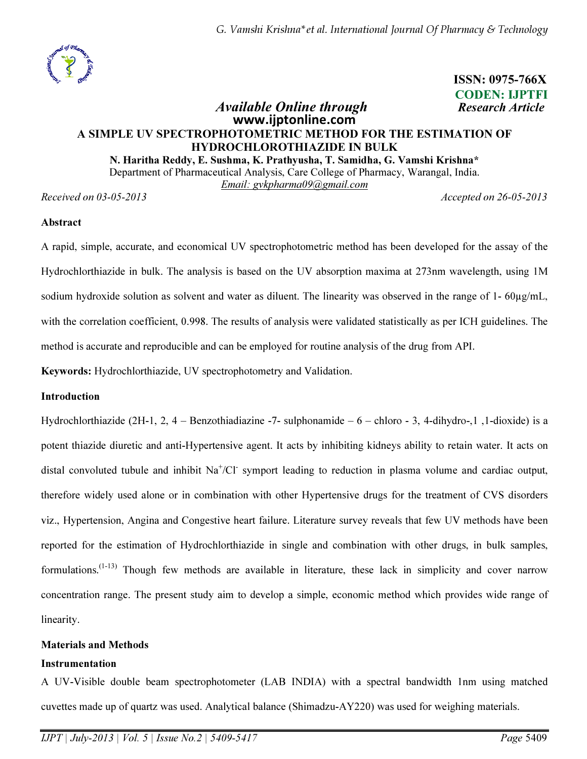ISSN: 0975-766X
CODEN: IJPTFI

*Available Online through* *Research Article*
**www.ijptonline.com**

# A SIMPLE UV SPECTROPHOTOMETRIC METHOD FOR THE ESTIMATION OF HYDROCHLOROTHIAZIDE IN BULK

**N. Haritha Reddy, E. Sushma, K. Prathyusha, T. Samidha, G. Vamshi Krishna***

Department of Pharmaceutical Analysis, Care College of Pharmacy, Warangal, India.

Email: gvkpharma09@gmail.com

*Received on 03-05-2013* *Accepted on 26-05-2013*

## Abstract

A rapid, simple, accurate, and economical UV spectrophotometric method has been developed for the assay of the Hydrochlorthiazide in bulk. The analysis is based on the UV absorption maxima at 273nm wavelength, using 1M sodium hydroxide solution as solvent and water as diluent. The linearity was observed in the range of 1- 60µg/mL, with the correlation coefficient, 0.998. The results of analysis were validated statistically as per ICH guidelines. The method is accurate and reproducible and can be employed for routine analysis of the drug from API.

**Keywords:** Hydrochlorthiazide, UV spectrophotometry and Validation.

## Introduction

Hydrochlorthiazide (2H-1, 2, 4 – Benzothiadiazine -7- sulphonamide – 6 – chloro - 3, 4-dihydro-,1 ,1-dioxide) is a potent thiazide diuretic and anti-Hypertensive agent. It acts by inhibiting kidneys ability to retain water. It acts on distal convoluted tubule and inhibit $Na^{+}/Cl^{-}$ symport leading to reduction in plasma volume and cardiac output, therefore widely used alone or in combination with other Hypertensive drugs for the treatment of CVS disorders viz., Hypertension, Angina and Congestive heart failure. Literature survey reveals that few UV methods have been reported for the estimation of Hydrochlorthiazide in single and combination with other drugs, in bulk samples, formulations.[1-13] Though few methods are available in literature, these lack in simplicity and cover narrow concentration range. The present study aim to develop a simple, economic method which provides wide range of linearity.

## Materials and Methods

### Instrumentation

A UV-Visible double beam spectrophotometer (LAB INDIA) with a spectral bandwidth 1nm using matched cuvettes made up of quartz was used. Analytical balance (Shimadzu-AY220) was used for weighing materials.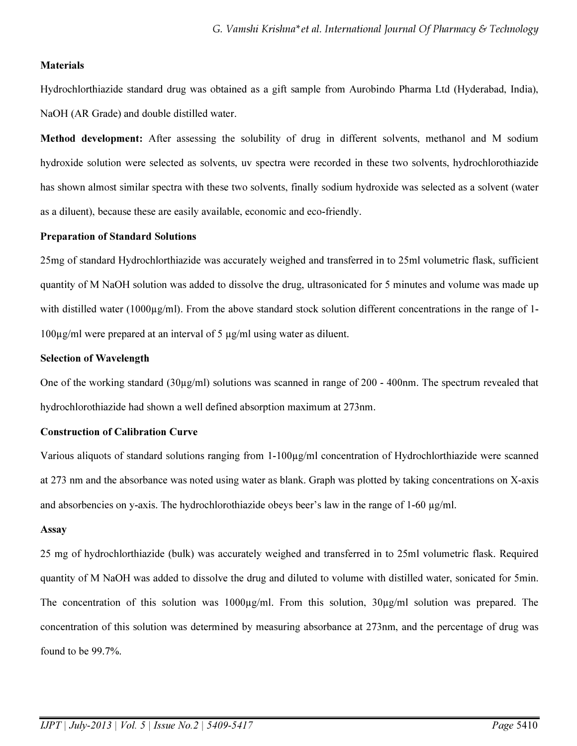**Materials**

Hydrochlorthiazide standard drug was obtained as a gift sample from Aurobindo Pharma Ltd (Hyderabad, India), NaOH (AR Grade) and double distilled water.

**Method development:** After assessing the solubility of drug in different solvents, methanol and M sodium hydroxide solution were selected as solvents, uv spectra were recorded in these two solvents, hydrochlorothiazide has shown almost similar spectra with these two solvents, finally sodium hydroxide was selected as a solvent (water as a diluent), because these are easily available, economic and eco-friendly.

**Preparation of Standard Solutions**

25mg of standard Hydrochlorthiazide was accurately weighed and transferred in to 25ml volumetric flask, sufficient quantity of M NaOH solution was added to dissolve the drug, ultrasonicated for 5 minutes and volume was made up with distilled water (1000µg/ml). From the above standard stock solution different concentrations in the range of 1-100µg/ml were prepared at an interval of 5 µg/ml using water as diluent.

**Selection of Wavelength**

One of the working standard (30µg/ml) solutions was scanned in range of 200 - 400nm. The spectrum revealed that hydrochlorothiazide had shown a well defined absorption maximum at 273nm.

**Construction of Calibration Curve**

Various aliquots of standard solutions ranging from 1-100µg/ml concentration of Hydrochlorthiazide were scanned at 273 nm and the absorbance was noted using water as blank. Graph was plotted by taking concentrations on X-axis and absorbencies on y-axis. The hydrochlorothiazide obeys beer's law in the range of 1-60 µg/ml.

**Assay**

25 mg of hydrochlorthiazide (bulk) was accurately weighed and transferred in to 25ml volumetric flask. Required quantity of M NaOH was added to dissolve the drug and diluted to volume with distilled water, sonicated for 5min. The concentration of this solution was 1000µg/ml. From this solution, 30µg/ml solution was prepared. The concentration of this solution was determined by measuring absorbance at 273nm, and the percentage of drug was found to be 99.7%.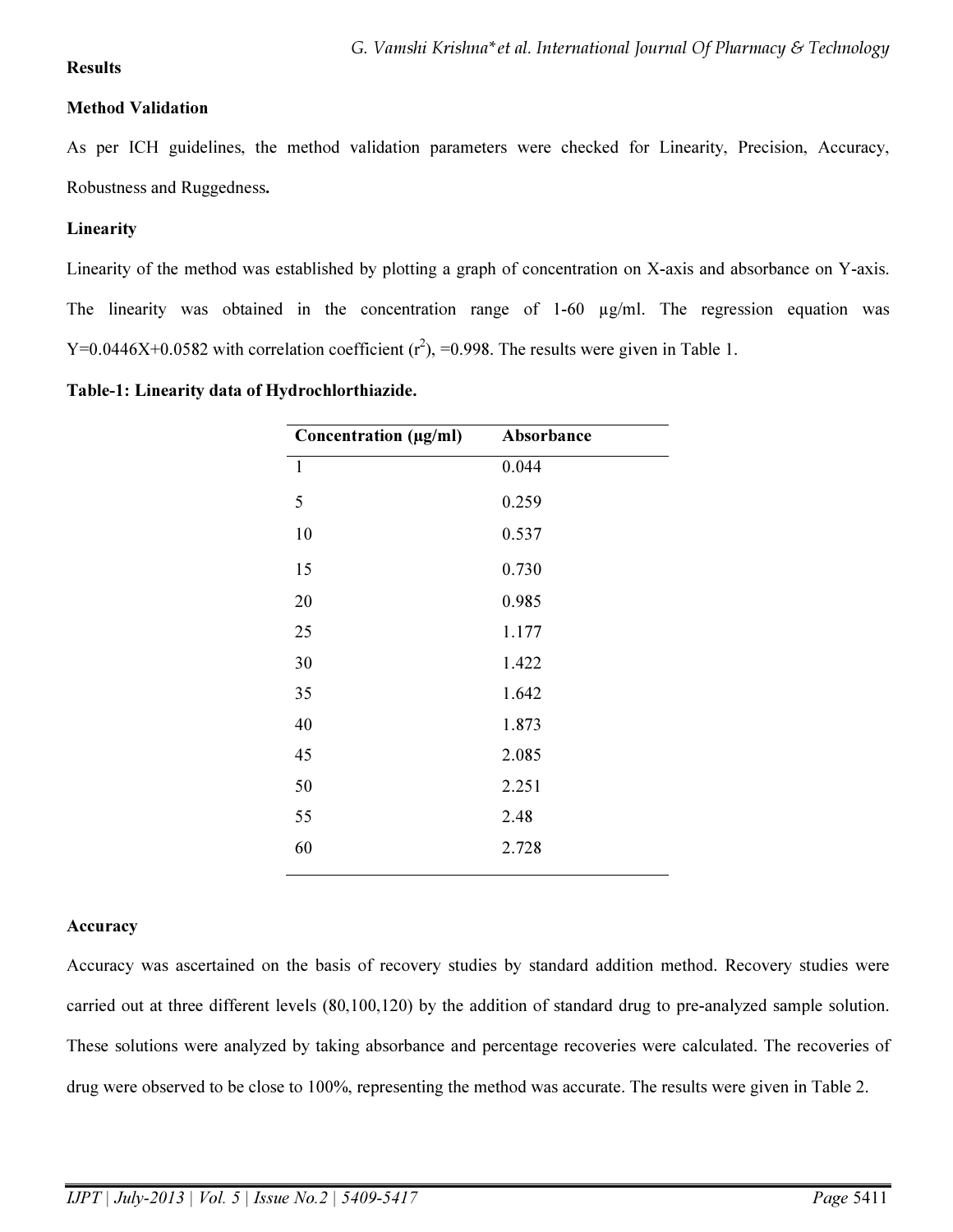## Results

### Method Validation

As per ICH guidelines, the method validation parameters were checked for Linearity, Precision, Accuracy, Robustness and Ruggedness**.**

### Linearity

Linearity of the method was established by plotting a graph of concentration on X-axis and absorbance on Y-axis. The linearity was obtained in the concentration range of 1-60 µg/ml. The regression equation was Y=0.0446X+0.0582 with correlation coefficient ($r^2$), =0.998. The results were given in Table 1.

**Table-1: Linearity data of Hydrochlorthiazide.**

| Concentration (µg/ml) | Absorbance |
|---|---|
| 1 | 0.044 |
| 5 | 0.259 |
| 10 | 0.537 |
| 15 | 0.730 |
| 20 | 0.985 |
| 25 | 1.177 |
| 30 | 1.422 |
| 35 | 1.642 |
| 40 | 1.873 |
| 45 | 2.085 |
| 50 | 2.251 |
| 55 | 2.48 |
| 60 | 2.728 |

### Accuracy

Accuracy was ascertained on the basis of recovery studies by standard addition method. Recovery studies were carried out at three different levels (80,100,120) by the addition of standard drug to pre-analyzed sample solution. These solutions were analyzed by taking absorbance and percentage recoveries were calculated. The recoveries of drug were observed to be close to 100%, representing the method was accurate. The results were given in Table 2.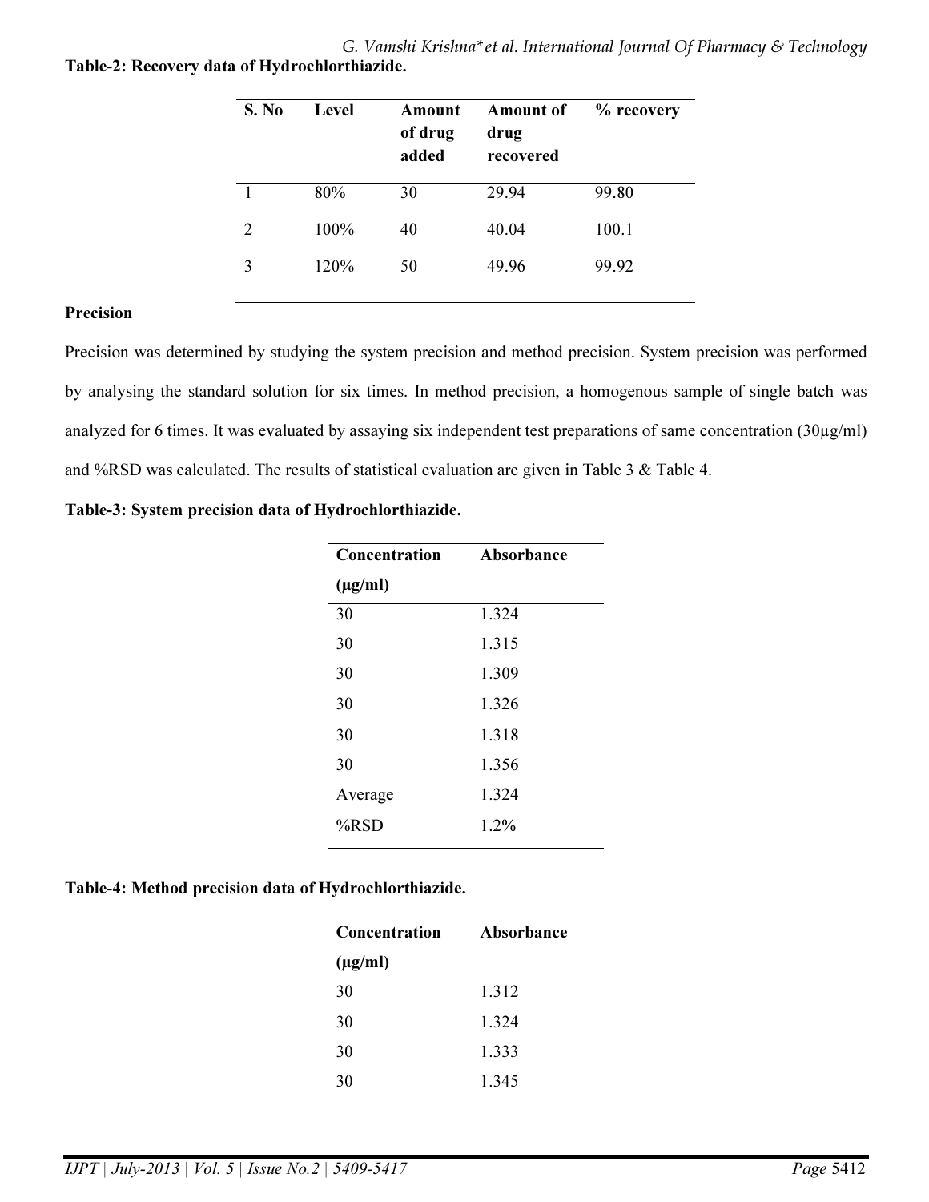**Table-2: Recovery data of Hydrochlorthiazide.**

| S. No | Level | Amount of drug added | Amount of drug recovered | % recovery |
|---|---|---|---|---|
| 1 | 80% | 30 | 29.94 | 99.80 |
| 2 | 100% | 40 | 40.04 | 100.1 |
| 3 | 120% | 50 | 49.96 | 99.92 |

**Precision**

Precision was determined by studying the system precision and method precision. System precision was performed by analysing the standard solution for six times. In method precision, a homogenous sample of single batch was analyzed for 6 times. It was evaluated by assaying six independent test preparations of same concentration (30µg/ml) and %RSD was calculated. The results of statistical evaluation are given in Table 3 & Table 4.

**Table-3: System precision data of Hydrochlorthiazide.**

| Concentration (µg/ml) | Absorbance |
|---|---|
| 30 | 1.324 |
| 30 | 1.315 |
| 30 | 1.309 |
| 30 | 1.326 |
| 30 | 1.318 |
| 30 | 1.356 |
| Average | 1.324 |
| %RSD | 1.2% |

**Table-4: Method precision data of Hydrochlorthiazide.**

| Concentration (µg/ml) | Absorbance |
|---|---|
| 30 | 1.312 |
| 30 | 1.324 |
| 30 | 1.333 |
| 30 | 1.345 |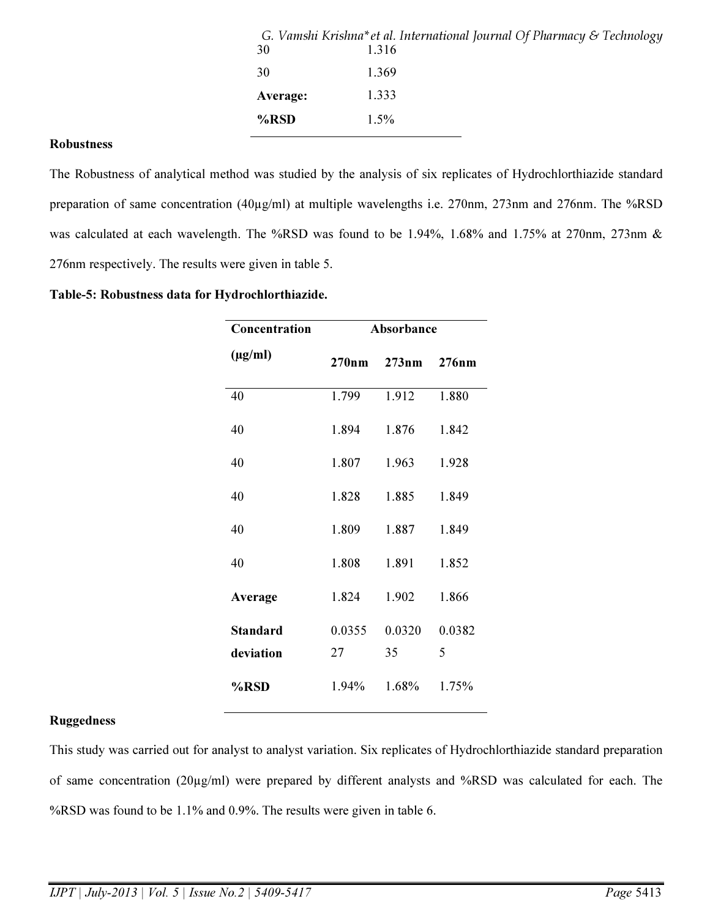| | |
|---|---|
| 30 | 1.316 |
| 30 | 1.369 |
| **Average:** | 1.333 |
| **%RSD** | 1.5% |

**Robustness**

The Robustness of analytical method was studied by the analysis of six replicates of Hydrochlorthiazide standard preparation of same concentration (40µg/ml) at multiple wavelengths i.e. 270nm, 273nm and 276nm. The %RSD was calculated at each wavelength. The %RSD was found to be 1.94%, 1.68% and 1.75% at 270nm, 273nm & 276nm respectively. The results were given in table 5.

**Table-5: Robustness data for Hydrochlorthiazide.**

| **Concentration (µg/ml)** | **Absorbance** | | |
|---|---|---|---|
| | **270nm** | **273nm** | **276nm** |
| 40 | 1.799 | 1.912 | 1.880 |
| 40 | 1.894 | 1.876 | 1.842 |
| 40 | 1.807 | 1.963 | 1.928 |
| 40 | 1.828 | 1.885 | 1.849 |
| 40 | 1.809 | 1.887 | 1.849 |
| 40 | 1.808 | 1.891 | 1.852 |
| **Average** | 1.824 | 1.902 | 1.866 |
| **Standard deviation** | 0.035527 | 0.032035 | 0.03825 |
| **%RSD** | 1.94% | 1.68% | 1.75% |

**Ruggedness**

This study was carried out for analyst to analyst variation. Six replicates of Hydrochlorthiazide standard preparation of same concentration (20µg/ml) were prepared by different analysts and %RSD was calculated for each. The %RSD was found to be 1.1% and 0.9%. The results were given in table 6.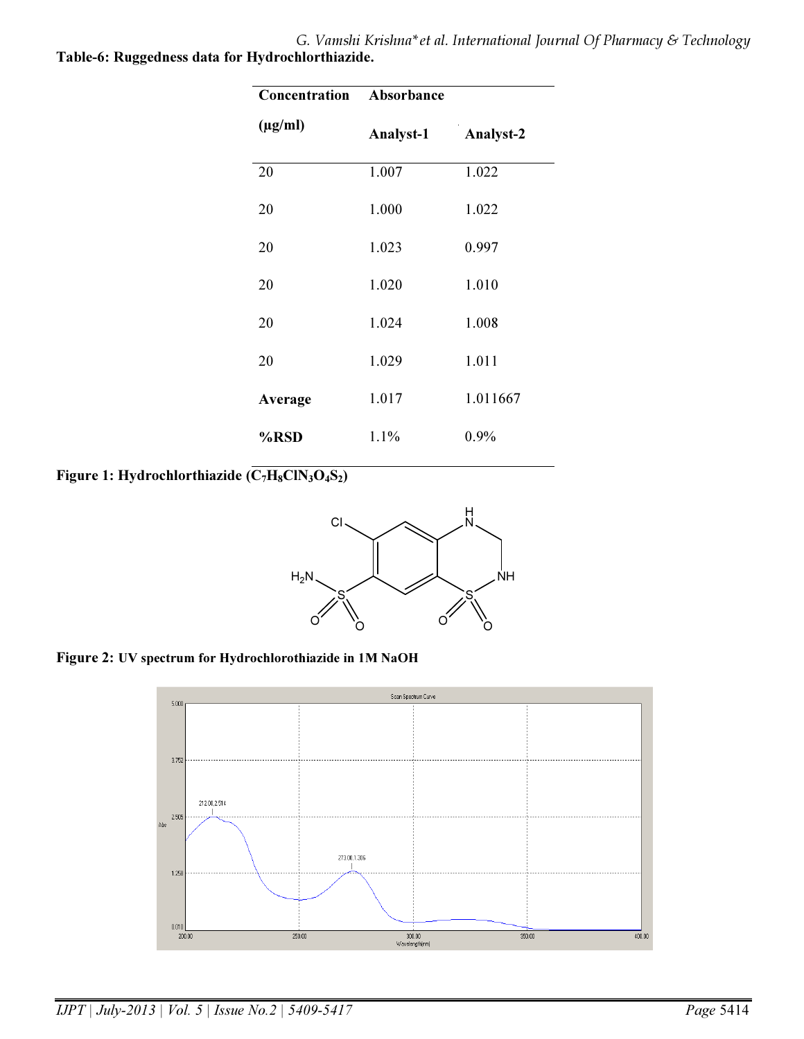**Table-6: Ruggedness data for Hydrochlorthiazide.**

| Concentration (μg/ml) | Absorbance | |
|---|---|---|
| | Analyst-1 | Analyst-2 |
| 20 | 1.007 | 1.022 |
| 20 | 1.000 | 1.022 |
| 20 | 1.023 | 0.997 |
| 20 | 1.020 | 1.010 |
| 20 | 1.024 | 1.008 |
| 20 | 1.029 | 1.011 |
| **Average** | 1.017 | 1.011667 |
| **%RSD** | 1.1% | 0.9% |

**Figure 1: Hydrochlorthiazide ($C_7H_8ClN_3O_4S_2$)**

**Figure 2: UV spectrum for Hydrochlorothiazide in 1M NaOH**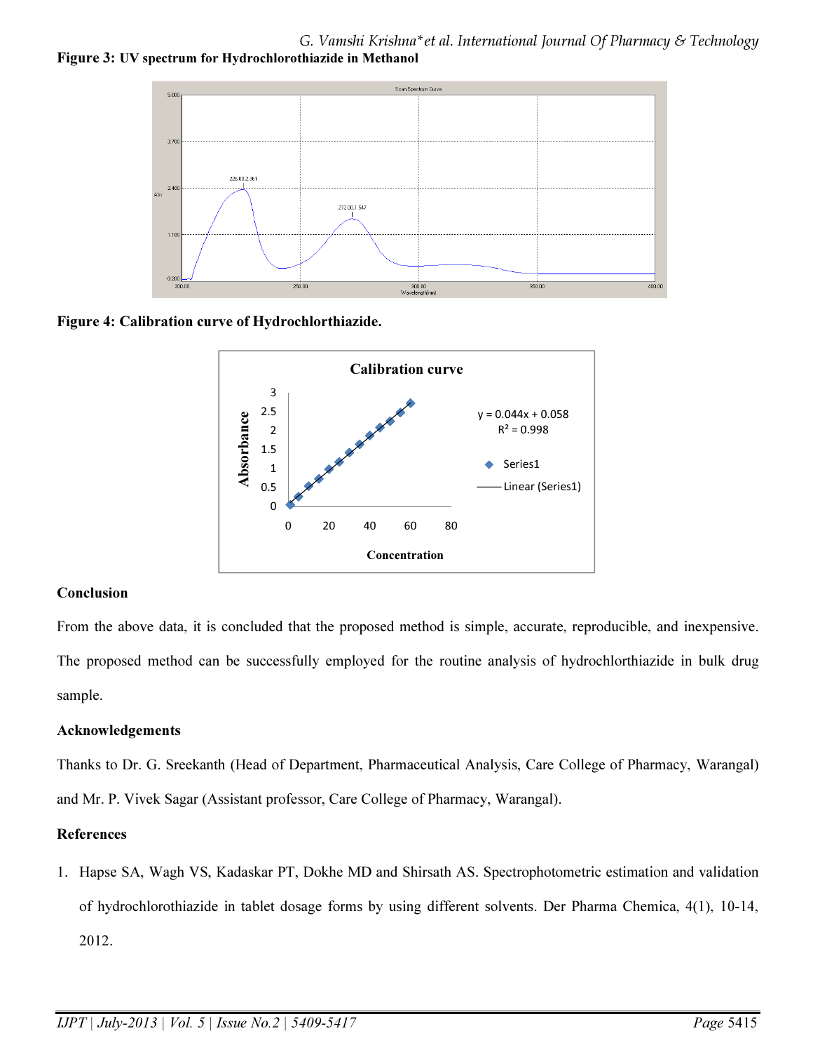**Figure 3:** **UV spectrum for Hydrochlorothiazide in Methanol**

**Figure 4: Calibration curve of Hydrochlorthiazide.**

## Conclusion

From the above data, it is concluded that the proposed method is simple, accurate, reproducible, and inexpensive. The proposed method can be successfully employed for the routine analysis of hydrochlorthiazide in bulk drug sample.

## Acknowledgements

Thanks to Dr. G. Sreekanth (Head of Department, Pharmaceutical Analysis, Care College of Pharmacy, Warangal) and Mr. P. Vivek Sagar (Assistant professor, Care College of Pharmacy, Warangal).

## References

1. Hapse SA, Wagh VS, Kadaskar PT, Dokhe MD and Shirsath AS. Spectrophotometric estimation and validation of hydrochlorothiazide in tablet dosage forms by using different solvents. Der Pharma Chemica, 4(1), 10-14, 2012.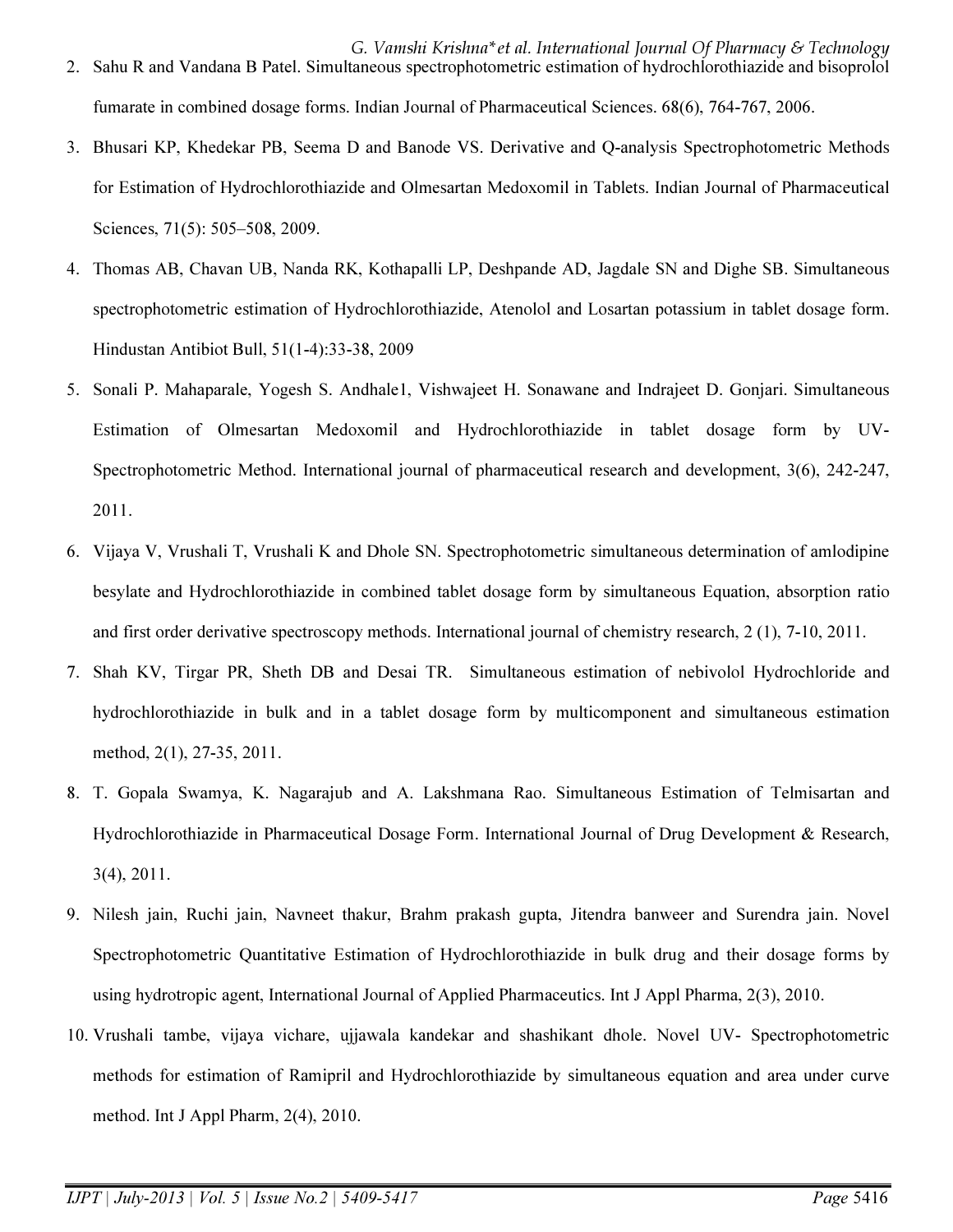2. Sahu R and Vandana B Patel. Simultaneous spectrophotometric estimation of hydrochlorothiazide and bisoprolol fumarate in combined dosage forms. Indian Journal of Pharmaceutical Sciences. 68(6), 764-767, 2006.
3. Bhusari KP, Khedekar PB, Seema D and Banode VS. Derivative and Q-analysis Spectrophotometric Methods for Estimation of Hydrochlorothiazide and Olmesartan Medoxomil in Tablets. Indian Journal of Pharmaceutical Sciences, 71(5): 505–508, 2009.
4. Thomas AB, Chavan UB, Nanda RK, Kothapalli LP, Deshpande AD, Jagdale SN and Dighe SB. Simultaneous spectrophotometric estimation of Hydrochlorothiazide, Atenolol and Losartan potassium in tablet dosage form. Hindustan Antibiot Bull, 51(1-4):33-38, 2009
5. Sonali P. Mahaparale, Yogesh S. Andhale1, Vishwajeet H. Sonawane and Indrajeet D. Gonjari. Simultaneous Estimation of Olmesartan Medoxomil and Hydrochlorothiazide in tablet dosage form by UV-Spectrophotometric Method. International journal of pharmaceutical research and development, 3(6), 242-247, 2011.
6. Vijaya V, Vrushali T, Vrushali K and Dhole SN. Spectrophotometric simultaneous determination of amlodipine besylate and Hydrochlorothiazide in combined tablet dosage form by simultaneous Equation, absorption ratio and first order derivative spectroscopy methods. International journal of chemistry research, 2 (1), 7-10, 2011.
7. Shah KV, Tirgar PR, Sheth DB and Desai TR. Simultaneous estimation of nebivolol Hydrochloride and hydrochlorothiazide in bulk and in a tablet dosage form by multicomponent and simultaneous estimation method, 2(1), 27-35, 2011.
8. T. Gopala Swamya, K. Nagarajub and A. Lakshmana Rao. Simultaneous Estimation of Telmisartan and Hydrochlorothiazide in Pharmaceutical Dosage Form. International Journal of Drug Development & Research, 3(4), 2011.
9. Nilesh jain, Ruchi jain, Navneet thakur, Brahm prakash gupta, Jitendra banweer and Surendra jain. Novel Spectrophotometric Quantitative Estimation of Hydrochlorothiazide in bulk drug and their dosage forms by using hydrotropic agent, International Journal of Applied Pharmaceutics. Int J Appl Pharma, 2(3), 2010.
10. Vrushali tambe, vijaya vichare, ujjawala kandekar and shashikant dhole. Novel UV- Spectrophotometric methods for estimation of Ramipril and Hydrochlorothiazide by simultaneous equation and area under curve method. Int J Appl Pharm, 2(4), 2010.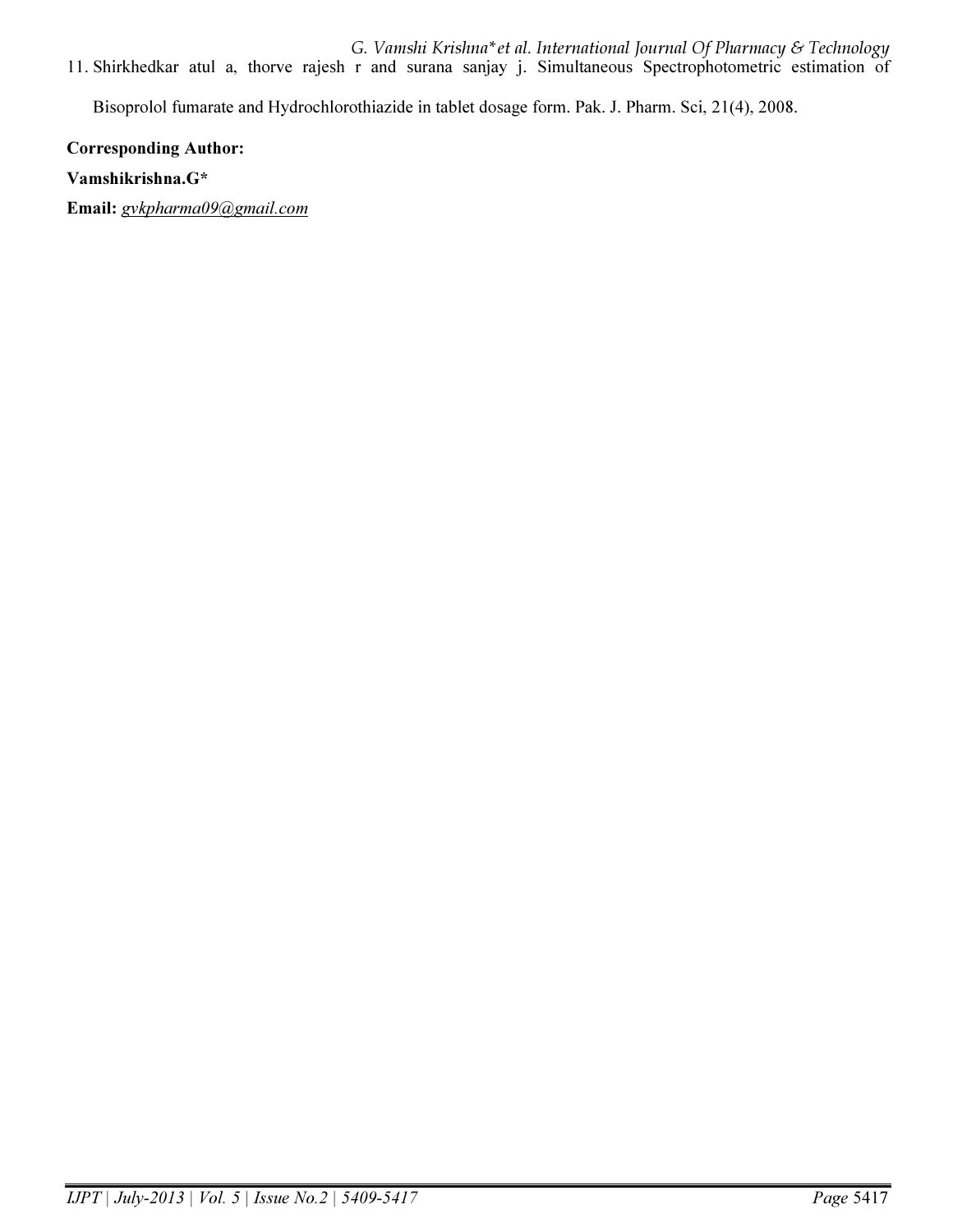11. Shirkhedkar atul a, thorve rajesh r and surana sanjay j. Simultaneous Spectrophotometric estimation of Bisoprolol fumarate and Hydrochlorothiazide in tablet dosage form. Pak. J. Pharm. Sci, 21(4), 2008.

**Corresponding Author:**

**Vamshikrishna.G***

**Email:** gvkpharma09@gmail.com